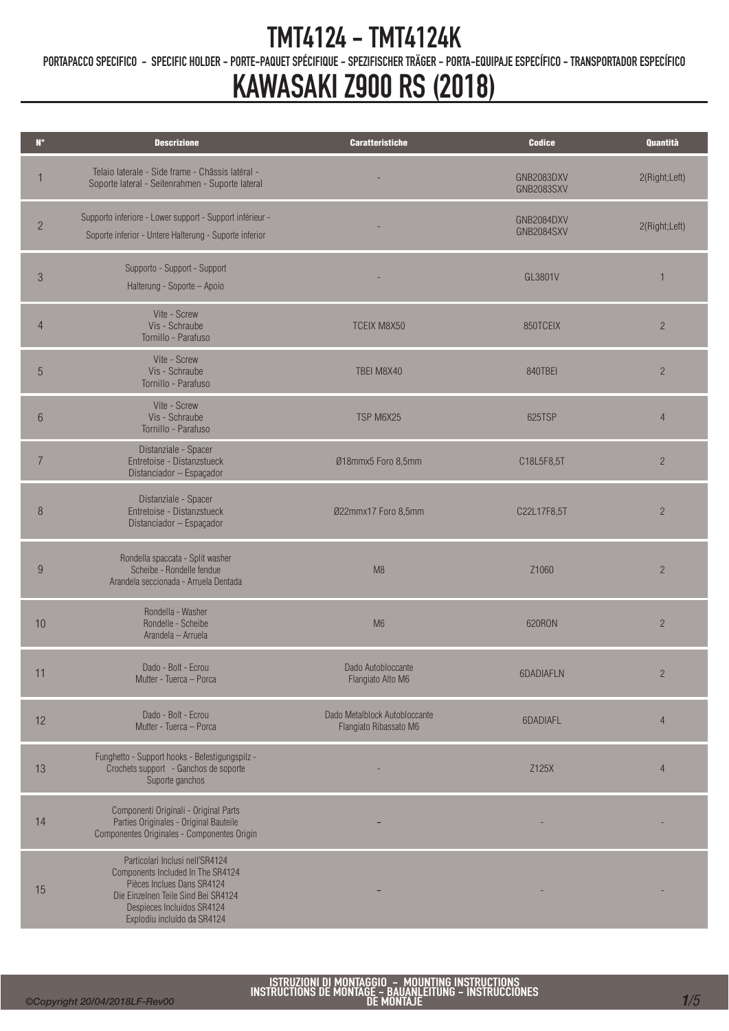# TMT4124 - TMT4124K

PORTAPACCO SPECIFICO - SPECIFIC HOLDER - PORTE-PAQUET SPÉCIFIQUE - SPEZIFISCHER TRÄGER - PORTA-EQUIPAJE ESPECÍFICO - TRANSPORTADOR ESPECÍFICO

# KAWASAKI Z900 RS (2018)

| N° | Descrizione | Caratteristiche | Codice | Quantità |
|---|---|---|---|---|
| 1 | Telaio laterale - Side frame - Châssis latéral - Soporte lateral - Seitenrahmen - Suporte lateral | - | GNB2083DXV GNB2083SXV | 2(Right;Left) |
| 2 | Supporto inferiore - Lower support - Support inférieur - Soporte inferior - Untere Halterung - Suporte inferior | - | GNB2084DXV GNB2084SXV | 2(Right;Left) |
| 3 | Supporto - Support - Support Halterung - Soporte – Apoio | - | GL3801V | 1 |
| 4 | Vite - Screw Vis - Schraube Tornillo - Parafuso | TCEIX M8X50 | 850TCEIX | 2 |
| 5 | Vite - Screw Vis - Schraube Tornillo - Parafuso | TBEI M8X40 | 840TBEI | 2 |
| 6 | Vite - Screw Vis - Schraube Tornillo - Parafuso | TSP M6X25 | 625TSP | 4 |
| 7 | Distanziale - Spacer Entretoise - Distanzstueck Distanciador – Espaçador | Ø18mmx5 Foro 8,5mm | C18L5F8,5T | 2 |
| 8 | Distanziale - Spacer Entretoise - Distanzstueck Distanciador – Espaçador | Ø22mmx17 Foro 8,5mm | C22L17F8,5T | 2 |
| 9 | Rondella spaccata - Split washer Scheibe - Rondelle fendue Arandela seccionada - Arruela Dentada | M8 | Z1060 | 2 |
| 10 | Rondella - Washer Rondelle - Scheibe Arandela – Arruela | M6 | 620RON | 2 |
| 11 | Dado - Bolt - Ecrou Mutter - Tuerca – Porca | Dado Autobloccante Flangiato Alto M6 | 6DADIAFLN | 2 |
| 12 | Dado - Bolt - Ecrou Mutter - Tuerca – Porca | Dado Metalblock Autobloccante Flangiato Ribassato M6 | 6DADIAFL | 4 |
| 13 | Funghetto - Support hooks - Befestigungspilz - Crochets support - Ganchos de soporte Suporte ganchos | - | Z125X | 4 |
| 14 | Componenti Originali - Original Parts Parties Originales - Original Bauteile Componentes Originales - Componentes Origin | - | - | - |
| 15 | Particolari Inclusi nell'SR4124 Components Included In The SR4124 Pièces Inclues Dans SR4124 Die Einzelnen Teile Sind Bei SR4124 Despieces Incluidos SR4124 Explodiu incluído da SR4124 | - | - | - |

ISTRUZIONI DI MONTAGGIO - MOUNTING INSTRUCTIONS INSTRUCTIONS DE MONTAGE - BAUANLEITUNG - INSTRUCCIONES DE MONTAJE

©Copyright 20/04/2018LF-Rev00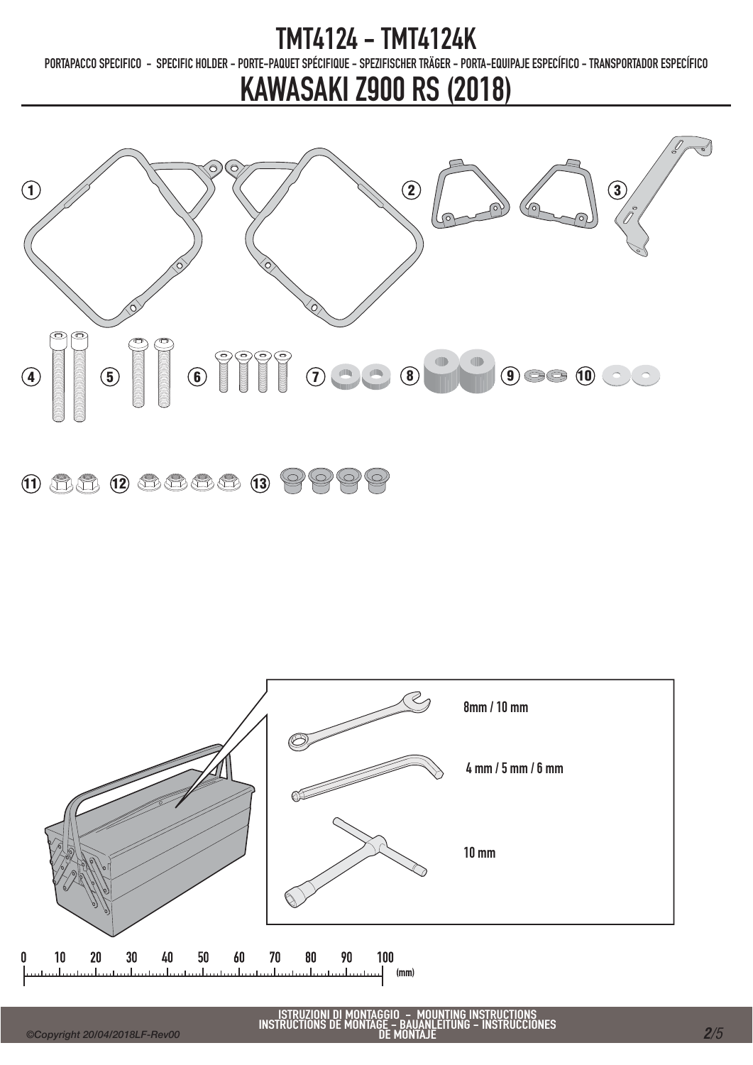# TMT4124 - TMT4124K

PORTAPACCO SPECIFICO - SPECIFIC HOLDER - PORTE-PAQUET SPÉCIFIQUE - SPEZIFISCHER TRÄGER - PORTA-EQUIPAJE ESPECÍFICO - TRANSPORTADOR ESPECÍFICO

# KAWASAKI Z900 RS (2018)

1 2 3

4 5 6 7 8 9 10

11 12 13

8mm / 10 mm

4 mm / 5 mm / 6 mm

10 mm

0 10 20 30 40 50 60 70 80 90 100 (mm)

ISTRUZIONI DI MONTAGGIO - MOUNTING INSTRUCTIONS
INSTRUCTIONS DE MONTAGE - BAUANLEITUNG - INSTRUCCIONES DE MONTAJE

*©Copyright 20/04/2018LF-Rev00*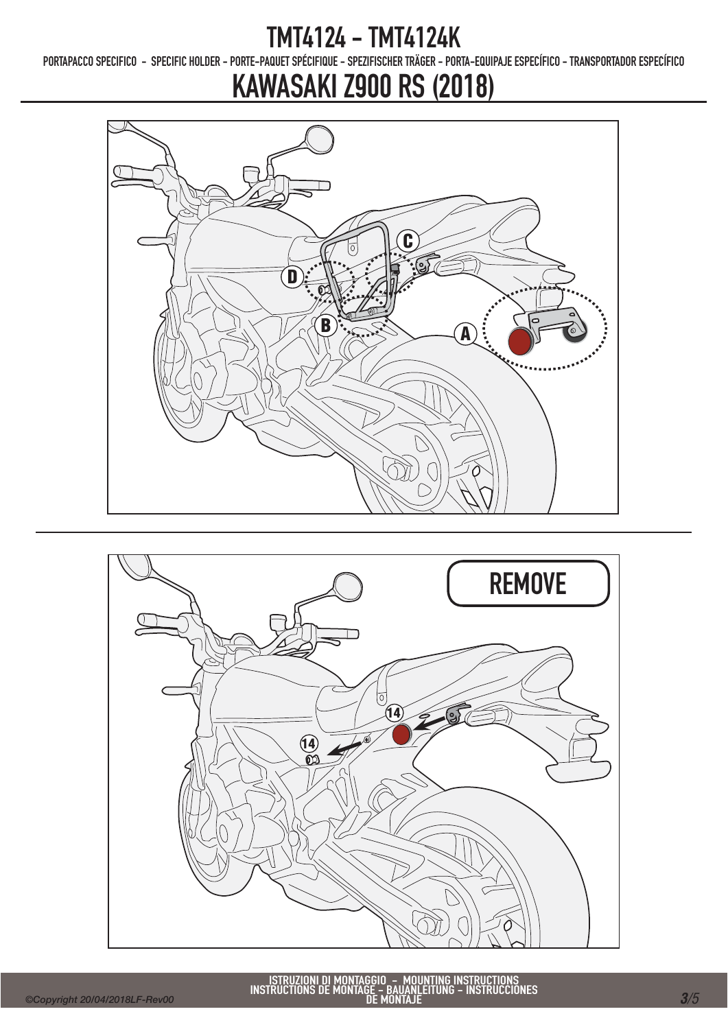# TMT4124 - TMT4124K

PORTAPACCO SPECIFICO - SPECIFIC HOLDER - PORTE-PAQUET SPÉCIFIQUE - SPEZIFISCHER TRÄGER - PORTA-EQUIPAJE ESPECÍFICO - TRANSPORTADOR ESPECÍFICO

# KAWASAKI Z900 RS (2018)

C

D

B

A

REMOVE

14

14

ISTRUZIONI DI MONTAGGIO - MOUNTING INSTRUCTIONS
INSTRUCTIONS DE MONTAGE - BAUANLEITUNG - INSTRUCCIONES DE MONTAJE

©Copyright 20/04/2018LF-Rev00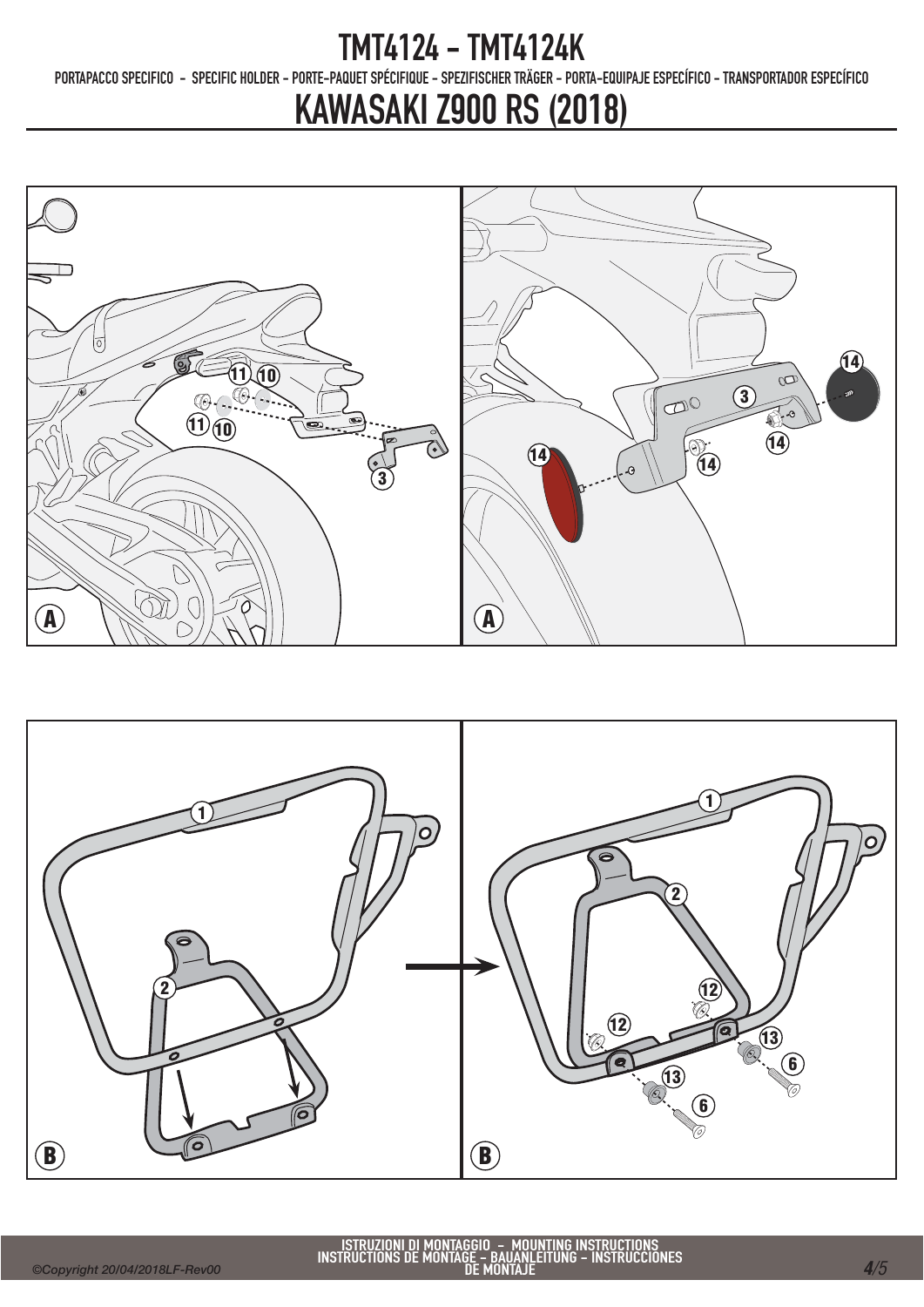# TMT4124 - TMT4124K

PORTAPACCO SPECIFICO - SPECIFIC HOLDER - PORTE-PAQUET SPÉCIFIQUE - SPEZIFISCHER TRÄGER - PORTA-EQUIPAJE ESPECÍFICO - TRANSPORTADOR ESPECÍFICO

# KAWASAKI Z900 RS (2018)

ISTRUZIONI DI MONTAGGIO - MOUNTING INSTRUCTIONS
INSTRUCTIONS DE MONTAGE - BAUANLEITUNG - INSTRUCCIONES DE MONTAJE

©Copyright 20/04/2018LF-Rev00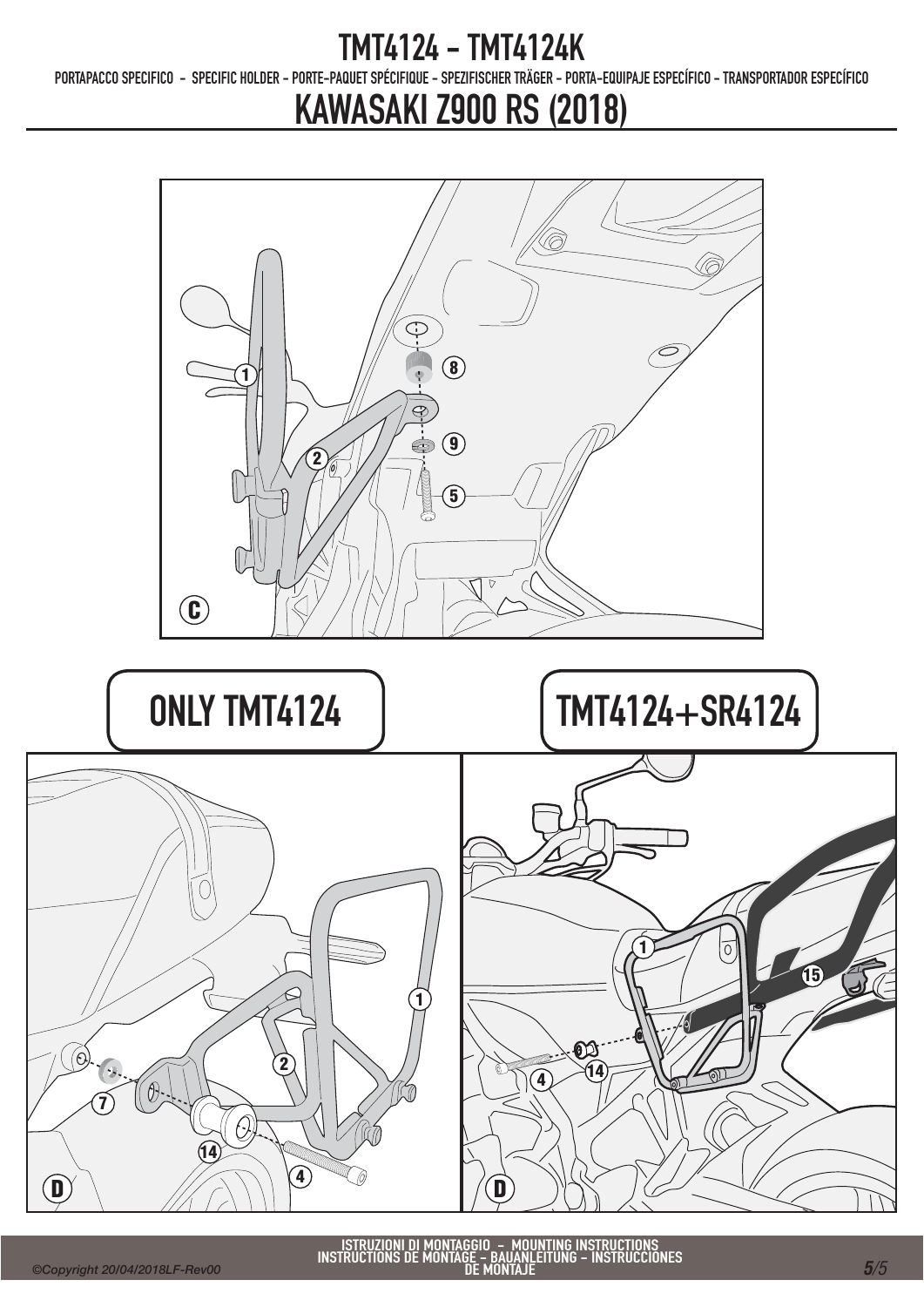# TMT4124 - TMT4124K

PORTAPACCO SPECIFICO - SPECIFIC HOLDER - PORTE-PAQUET SPÉCIFIQUE - SPEZIFISCHER TRÄGER - PORTA-EQUIPAJE ESPECÍFICO - TRANSPORTADOR ESPECÍFICO

# KAWASAKI Z900 RS (2018)

1
2
8
9
5
C

## ONLY TMT4124

1
2
7
14
4
D

## TMT4124+SR4124

1
15
4
14
D

ISTRUZIONI DI MONTAGGIO - MOUNTING INSTRUCTIONS
INSTRUCTIONS DE MONTAGE - BAUANLEITUNG - INSTRUCCIONES DE MONTAJE

©Copyright 20/04/2018LF-Rev00